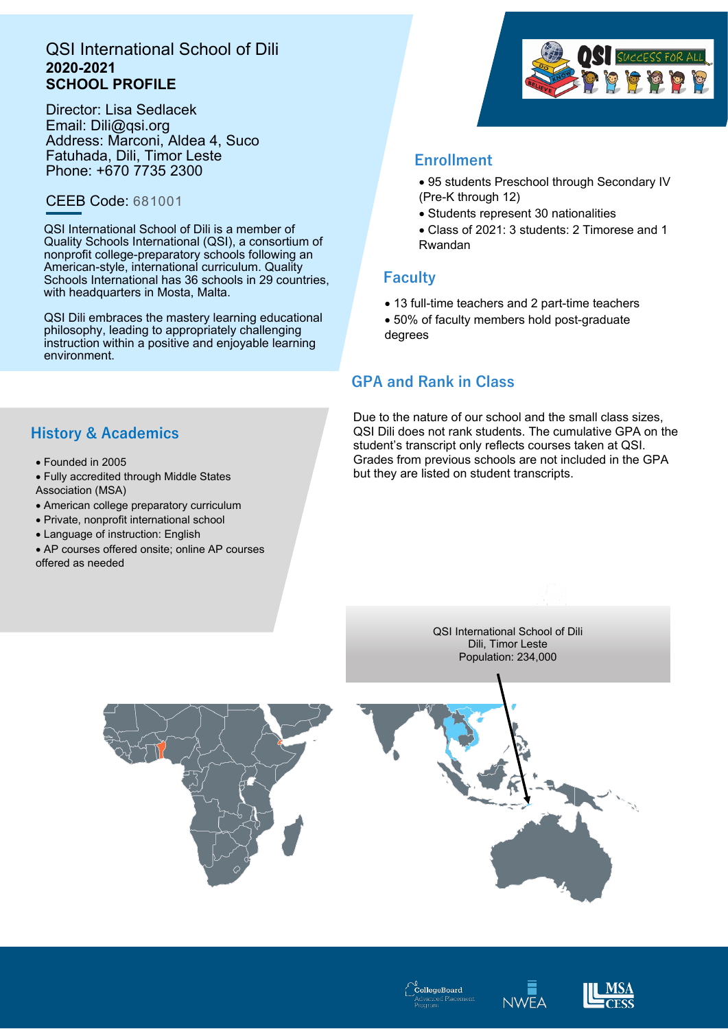# QSI International School of Dili

**2020-2021**

**SCHOOL PROFILE**

Director: Lisa Sedlacek
Email: Dili@qsi.org
Address: Marconi, Aldea 4, Suco Fatuhada, Dili, Timor Leste
Phone: +670 7735 2300

CEEB Code: 681001

QSI International School of Dili is a member of Quality Schools International (QSI), a consortium of nonprofit college-preparatory schools following an American-style, international curriculum. Quality Schools International has 36 schools in 29 countries, with headquarters in Mosta, Malta.

QSI Dili embraces the mastery learning educational philosophy, leading to appropriately challenging instruction within a positive and enjoyable learning environment.

## Enrollment

- 95 students Preschool through Secondary IV (Pre-K through 12)
- Students represent 30 nationalities
- Class of 2021: 3 students: 2 Timorese and 1 Rwandan

## Faculty

- 13 full-time teachers and 2 part-time teachers
- 50% of faculty members hold post-graduate degrees

## GPA and Rank in Class

Due to the nature of our school and the small class sizes, QSI Dili does not rank students. The cumulative GPA on the student's transcript only reflects courses taken at QSI. Grades from previous schools are not included in the GPA but they are listed on student transcripts.

## History & Academics

- Founded in 2005
- Fully accredited through Middle States Association (MSA)
- American college preparatory curriculum
- Private, nonprofit international school
- Language of instruction: English
- AP courses offered onsite; online AP courses offered as needed

QSI International School of Dili
Dili, Timor Leste
Population: 234,000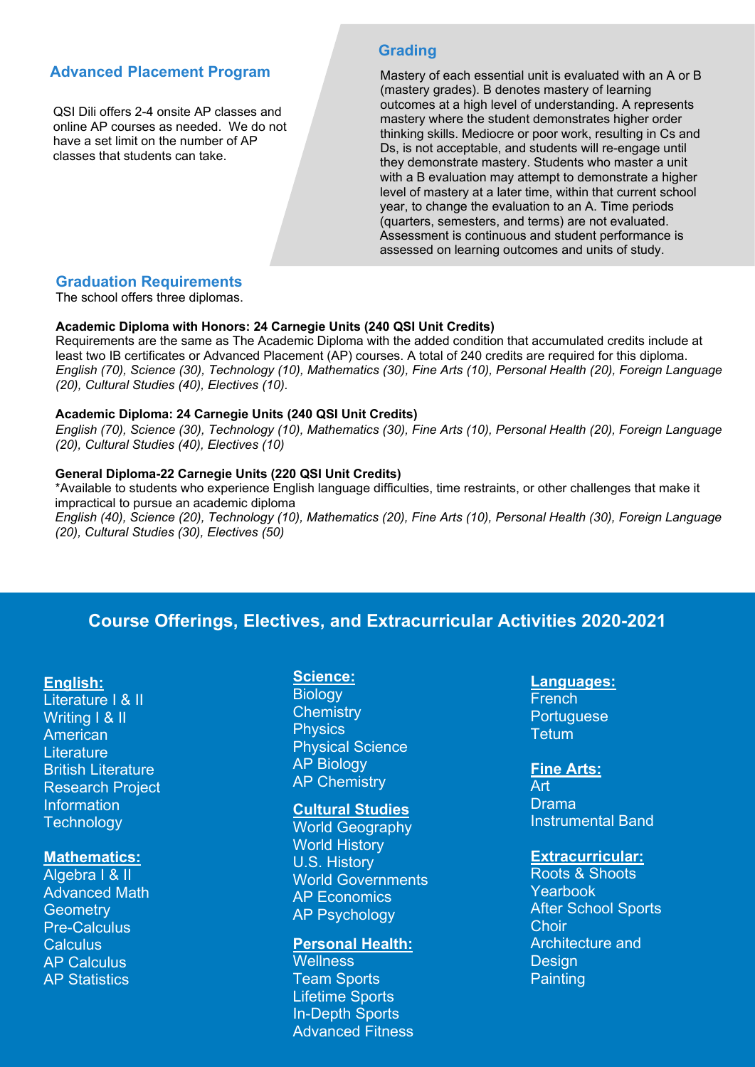## Advanced Placement Program

QSI Dili offers 2-4 onsite AP classes and online AP courses as needed. We do not have a set limit on the number of AP classes that students can take.

## Grading

Mastery of each essential unit is evaluated with an A or B (mastery grades). B denotes mastery of learning outcomes at a high level of understanding. A represents mastery where the student demonstrates higher order thinking skills. Mediocre or poor work, resulting in Cs and Ds, is not acceptable, and students will re-engage until they demonstrate mastery. Students who master a unit with a B evaluation may attempt to demonstrate a higher level of mastery at a later time, within that current school year, to change the evaluation to an A. Time periods (quarters, semesters, and terms) are not evaluated. Assessment is continuous and student performance is assessed on learning outcomes and units of study.

## Graduation Requirements

The school offers three diplomas.

**Academic Diploma with Honors: 24 Carnegie Units (240 QSI Unit Credits)**
Requirements are the same as The Academic Diploma with the added condition that accumulated credits include at least two IB certificates or Advanced Placement (AP) courses. A total of 240 credits are required for this diploma.
*English (70), Science (30), Technology (10), Mathematics (30), Fine Arts (10), Personal Health (20), Foreign Language (20), Cultural Studies (40), Electives (10).*

**Academic Diploma: 24 Carnegie Units (240 QSI Unit Credits)**
*English (70), Science (30), Technology (10), Mathematics (30), Fine Arts (10), Personal Health (20), Foreign Language (20), Cultural Studies (40), Electives (10)*

**General Diploma-22 Carnegie Units (220 QSI Unit Credits)**
*Available to students who experience English language difficulties, time restraints, or other challenges that make it impractical to pursue an academic diploma
*English (40), Science (20), Technology (10), Mathematics (20), Fine Arts (10), Personal Health (30), Foreign Language (20), Cultural Studies (30), Electives (50)*

## Course Offerings, Electives, and Extracurricular Activities 2020-2021

**English:**
- Literature I & II
- Writing I & II
- American Literature
- British Literature
- Research Project
- Information Technology

**Mathematics:**
- Algebra I & II
- Advanced Math
- Geometry
- Pre-Calculus
- Calculus
- AP Calculus
- AP Statistics

**Science:**
- Biology
- Chemistry
- Physics
- Physical Science
- AP Biology
- AP Chemistry

**Cultural Studies**
- World Geography
- World History
- U.S. History
- World Governments
- AP Economics
- AP Psychology

**Personal Health:**
- Wellness
- Team Sports
- Lifetime Sports
- In-Depth Sports
- Advanced Fitness

**Languages:**
- French
- Portuguese
- Tetum

**Fine Arts:**
- Art
- Drama
- Instrumental Band

**Extracurricular:**
- Roots & Shoots
- Yearbook
- After School Sports
- Choir
- Architecture and Design
- Painting